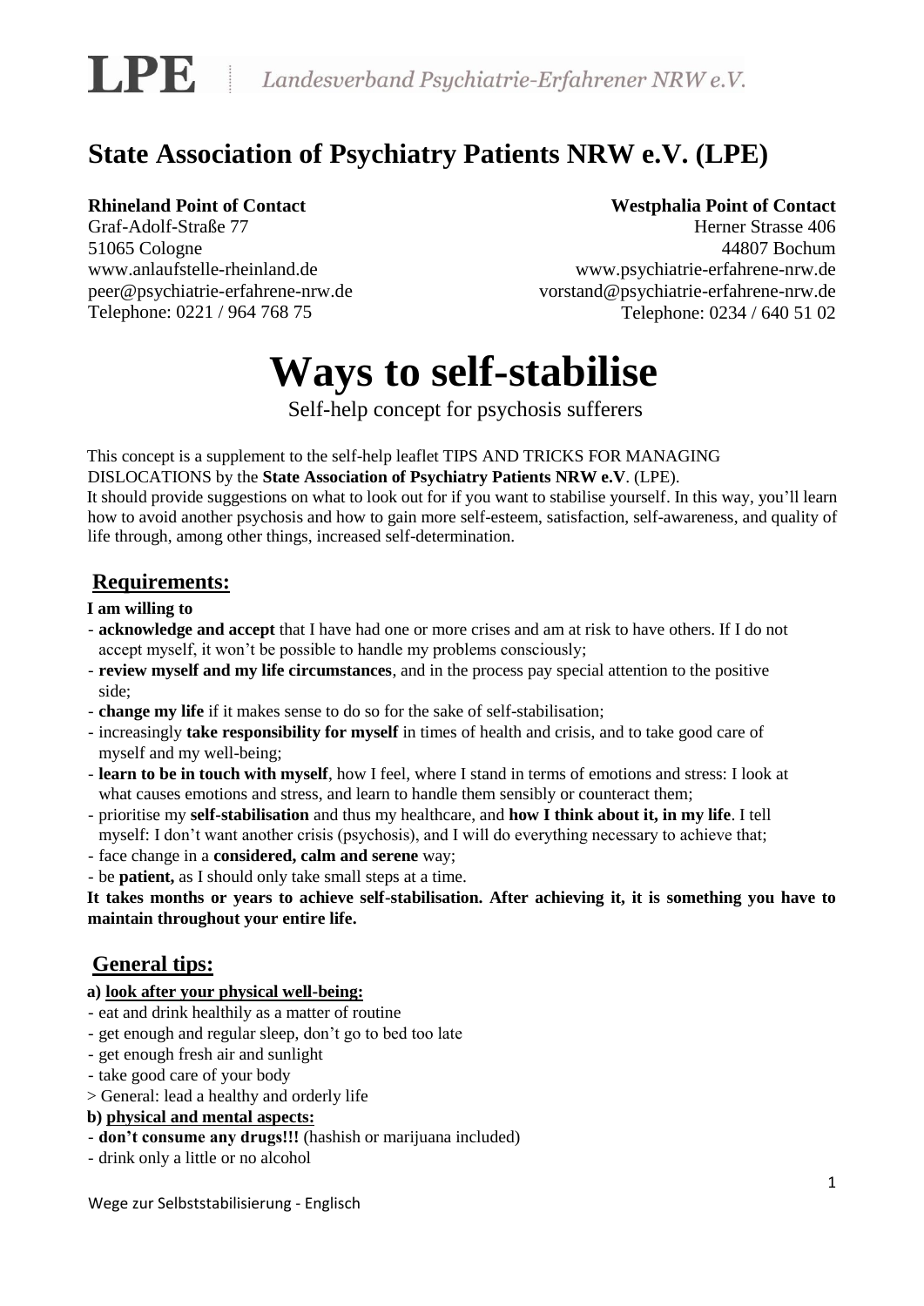**LPE** | *Landesverband Psychiatrie-Erfahrener NRW e.V.*

# State Association of Psychiatry Patients NRW e.V. (LPE)

**Rhineland Point of Contact**
Graf-Adolf-Straße 77
51065 Cologne
www.anlaufstelle-rheinland.de
peer@psychiatrie-erfahrene-nrw.de
Telephone: 0221 / 964 768 75

**Westphalia Point of Contact**
Herner Strasse 406
44807 Bochum
www.psychiatrie-erfahrene-nrw.de
vorstand@psychiatrie-erfahrene-nrw.de
Telephone: 0234 / 640 51 02

# Ways to self-stabilise

Self-help concept for psychosis sufferers

This concept is a supplement to the self-help leaflet TIPS AND TRICKS FOR MANAGING DISLOCATIONS by the **State Association of Psychiatry Patients NRW e.V**. (LPE).
It should provide suggestions on what to look out for if you want to stabilise yourself. In this way, you'll learn how to avoid another psychosis and how to gain more self-esteem, satisfaction, self-awareness, and quality of life through, among other things, increased self-determination.

## Requirements:

**I am willing to**

- **acknowledge and accept** that I have had one or more crises and am at risk to have others. If I do not accept myself, it won't be possible to handle my problems consciously;
- **review myself and my life circumstances**, and in the process pay special attention to the positive side;
- **change my life** if it makes sense to do so for the sake of self-stabilisation;
- increasingly **take responsibility for myself** in times of health and crisis, and to take good care of myself and my well-being;
- **learn to be in touch with myself**, how I feel, where I stand in terms of emotions and stress: I look at what causes emotions and stress, and learn to handle them sensibly or counteract them;
- prioritise my **self-stabilisation** and thus my healthcare, and **how I think about it, in my life**. I tell myself: I don't want another crisis (psychosis), and I will do everything necessary to achieve that;
- face change in a **considered, calm and serene** way;
- be **patient,** as I should only take small steps at a time.

**It takes months or years to achieve self-stabilisation. After achieving it, it is something you have to maintain throughout your entire life.**

## General tips:

**a) look after your physical well-being:**

- eat and drink healthily as a matter of routine
- get enough and regular sleep, don't go to bed too late
- get enough fresh air and sunlight
- take good care of your body

> General: lead a healthy and orderly life

**b) physical and mental aspects:**

- **don't consume any drugs!!!** (hashish or marijuana included)
- drink only a little or no alcohol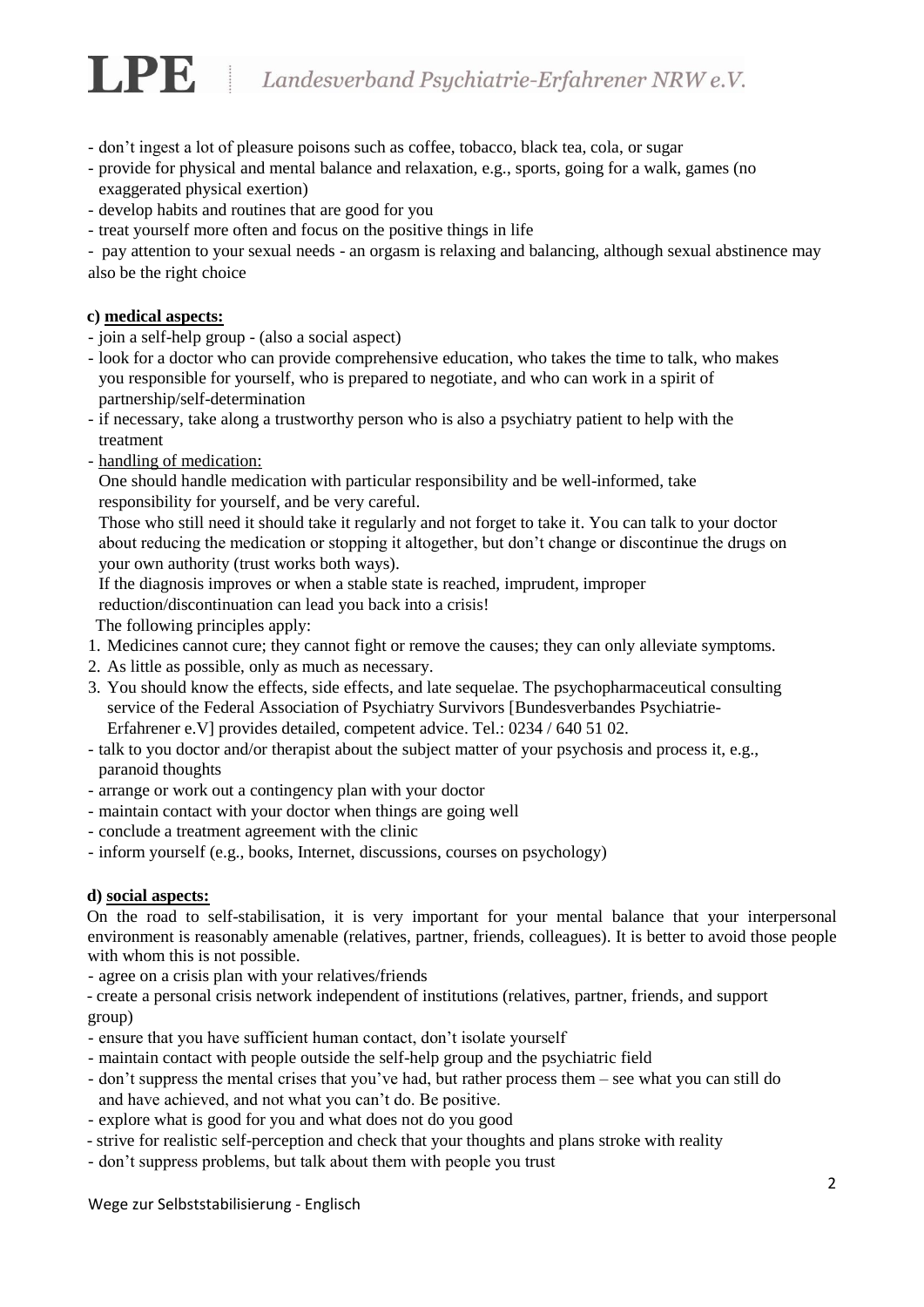- don't ingest a lot of pleasure poisons such as coffee, tobacco, black tea, cola, or sugar
- provide for physical and mental balance and relaxation, e.g., sports, going for a walk, games (no exaggerated physical exertion)
- develop habits and routines that are good for you
- treat yourself more often and focus on the positive things in life
- pay attention to your sexual needs - an orgasm is relaxing and balancing, although sexual abstinence may also be the right choice

**c) <u>medical aspects:</u>**

- join a self-help group - (also a social aspect)
- look for a doctor who can provide comprehensive education, who takes the time to talk, who makes you responsible for yourself, who is prepared to negotiate, and who can work in a spirit of partnership/self-determination
- if necessary, take along a trustworthy person who is also a psychiatry patient to help with the treatment
- <u>handling of medication:</u>

  One should handle medication with particular responsibility and be well-informed, take responsibility for yourself, and be very careful.

  Those who still need it should take it regularly and not forget to take it. You can talk to your doctor about reducing the medication or stopping it altogether, but don't change or discontinue the drugs on your own authority (trust works both ways).

  If the diagnosis improves or when a stable state is reached, imprudent, improper reduction/discontinuation can lead you back into a crisis!

  The following principles apply:

1. Medicines cannot cure; they cannot fight or remove the causes; they can only alleviate symptoms.
2. As little as possible, only as much as necessary.
3. You should know the effects, side effects, and late sequelae. The psychopharmaceutical consulting service of the Federal Association of Psychiatry Survivors [Bundesverbandes Psychiatrie-Erfahrener e.V] provides detailed, competent advice. Tel.: 0234 / 640 51 02.

- talk to you doctor and/or therapist about the subject matter of your psychosis and process it, e.g., paranoid thoughts
- arrange or work out a contingency plan with your doctor
- maintain contact with your doctor when things are going well
- conclude a treatment agreement with the clinic
- inform yourself (e.g., books, Internet, discussions, courses on psychology)

**d) <u>social aspects:</u>**

On the road to self-stabilisation, it is very important for your mental balance that your interpersonal environment is reasonably amenable (relatives, partner, friends, colleagues). It is better to avoid those people with whom this is not possible.

- agree on a crisis plan with your relatives/friends
- create a personal crisis network independent of institutions (relatives, partner, friends, and support group)
- ensure that you have sufficient human contact, don't isolate yourself
- maintain contact with people outside the self-help group and the psychiatric field
- don't suppress the mental crises that you've had, but rather process them – see what you can still do and have achieved, and not what you can't do. Be positive.
- explore what is good for you and what does not do you good
- strive for realistic self-perception and check that your thoughts and plans stroke with reality
- don't suppress problems, but talk about them with people you trust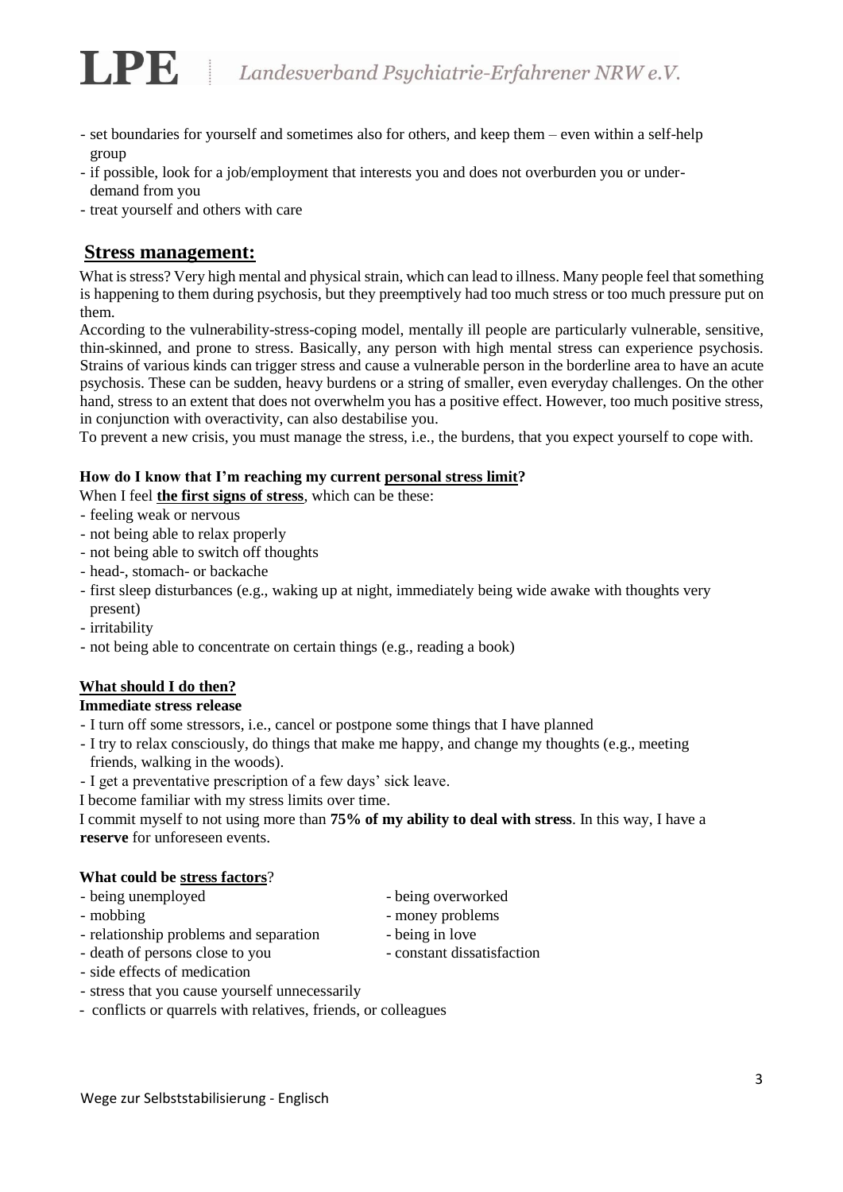- set boundaries for yourself and sometimes also for others, and keep them – even within a self-help group
- if possible, look for a job/employment that interests you and does not overburden you or under-demand from you
- treat yourself and others with care

## Stress management:

What is stress? Very high mental and physical strain, which can lead to illness. Many people feel that something is happening to them during psychosis, but they preemptively had too much stress or too much pressure put on them.

According to the vulnerability-stress-coping model, mentally ill people are particularly vulnerable, sensitive, thin-skinned, and prone to stress. Basically, any person with high mental stress can experience psychosis. Strains of various kinds can trigger stress and cause a vulnerable person in the borderline area to have an acute psychosis. These can be sudden, heavy burdens or a string of smaller, even everyday challenges. On the other hand, stress to an extent that does not overwhelm you has a positive effect. However, too much positive stress, in conjunction with overactivity, can also destabilise you.

To prevent a new crisis, you must manage the stress, i.e., the burdens, that you expect yourself to cope with.

**How do I know that I'm reaching my current personal stress limit?**

When I feel **the first signs of stress**, which can be these:

- feeling weak or nervous
- not being able to relax properly
- not being able to switch off thoughts
- head-, stomach- or backache
- first sleep disturbances (e.g., waking up at night, immediately being wide awake with thoughts very present)
- irritability
- not being able to concentrate on certain things (e.g., reading a book)

**What should I do then?**

**Immediate stress release**

- I turn off some stressors, i.e., cancel or postpone some things that I have planned
- I try to relax consciously, do things that make me happy, and change my thoughts (e.g., meeting friends, walking in the woods).
- I get a preventative prescription of a few days' sick leave.

I become familiar with my stress limits over time.

I commit myself to not using more than **75% of my ability to deal with stress**. In this way, I have a **reserve** for unforeseen events.

**What could be stress factors?**

- being unemployed
- being overworked
- mobbing
- money problems
- relationship problems and separation
- being in love
- death of persons close to you
- constant dissatisfaction
- side effects of medication
- stress that you cause yourself unnecessarily
- conflicts or quarrels with relatives, friends, or colleagues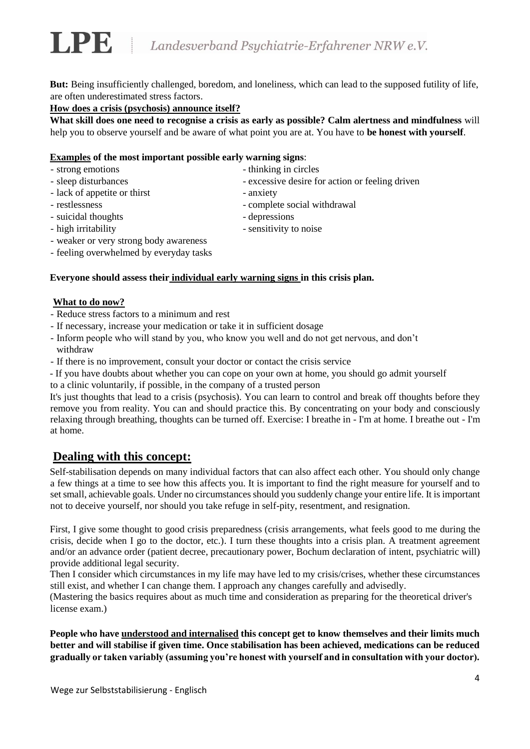**But:** Being insufficiently challenged, boredom, and loneliness, which can lead to the supposed futility of life, are often underestimated stress factors.

**How does a crisis (psychosis) announce itself?**

**What skill does one need to recognise a crisis as early as possible? Calm alertness and mindfulness** will help you to observe yourself and be aware of what point you are at. You have to **be honest with yourself**.

**Examples of the most important possible early warning signs**:

- strong emotions
- sleep disturbances
- lack of appetite or thirst
- restlessness
- suicidal thoughts
- high irritability
- weaker or very strong body awareness
- feeling overwhelmed by everyday tasks
- thinking in circles
- excessive desire for action or feeling driven
- anxiety
- complete social withdrawal
- depressions
- sensitivity to noise

**Everyone should assess their individual early warning signs in this crisis plan.**

**What to do now?**

- Reduce stress factors to a minimum and rest
- If necessary, increase your medication or take it in sufficient dosage
- Inform people who will stand by you, who know you well and do not get nervous, and don't withdraw
- If there is no improvement, consult your doctor or contact the crisis service
- If you have doubts about whether you can cope on your own at home, you should go admit yourself to a clinic voluntarily, if possible, in the company of a trusted person

It's just thoughts that lead to a crisis (psychosis). You can learn to control and break off thoughts before they remove you from reality. You can and should practice this. By concentrating on your body and consciously relaxing through breathing, thoughts can be turned off. Exercise: I breathe in - I'm at home. I breathe out - I'm at home.

## Dealing with this concept:

Self-stabilisation depends on many individual factors that can also affect each other. You should only change a few things at a time to see how this affects you. It is important to find the right measure for yourself and to set small, achievable goals. Under no circumstances should you suddenly change your entire life. It is important not to deceive yourself, nor should you take refuge in self-pity, resentment, and resignation.

First, I give some thought to good crisis preparedness (crisis arrangements, what feels good to me during the crisis, decide when I go to the doctor, etc.). I turn these thoughts into a crisis plan. A treatment agreement and/or an advance order (patient decree, precautionary power, Bochum declaration of intent, psychiatric will) provide additional legal security.

Then I consider which circumstances in my life may have led to my crisis/crises, whether these circumstances still exist, and whether I can change them. I approach any changes carefully and advisedly.

(Mastering the basics requires about as much time and consideration as preparing for the theoretical driver's license exam.)

**People who have understood and internalised this concept get to know themselves and their limits much better and will stabilise if given time. Once stabilisation has been achieved, medications can be reduced gradually or taken variably (assuming you're honest with yourself and in consultation with your doctor).**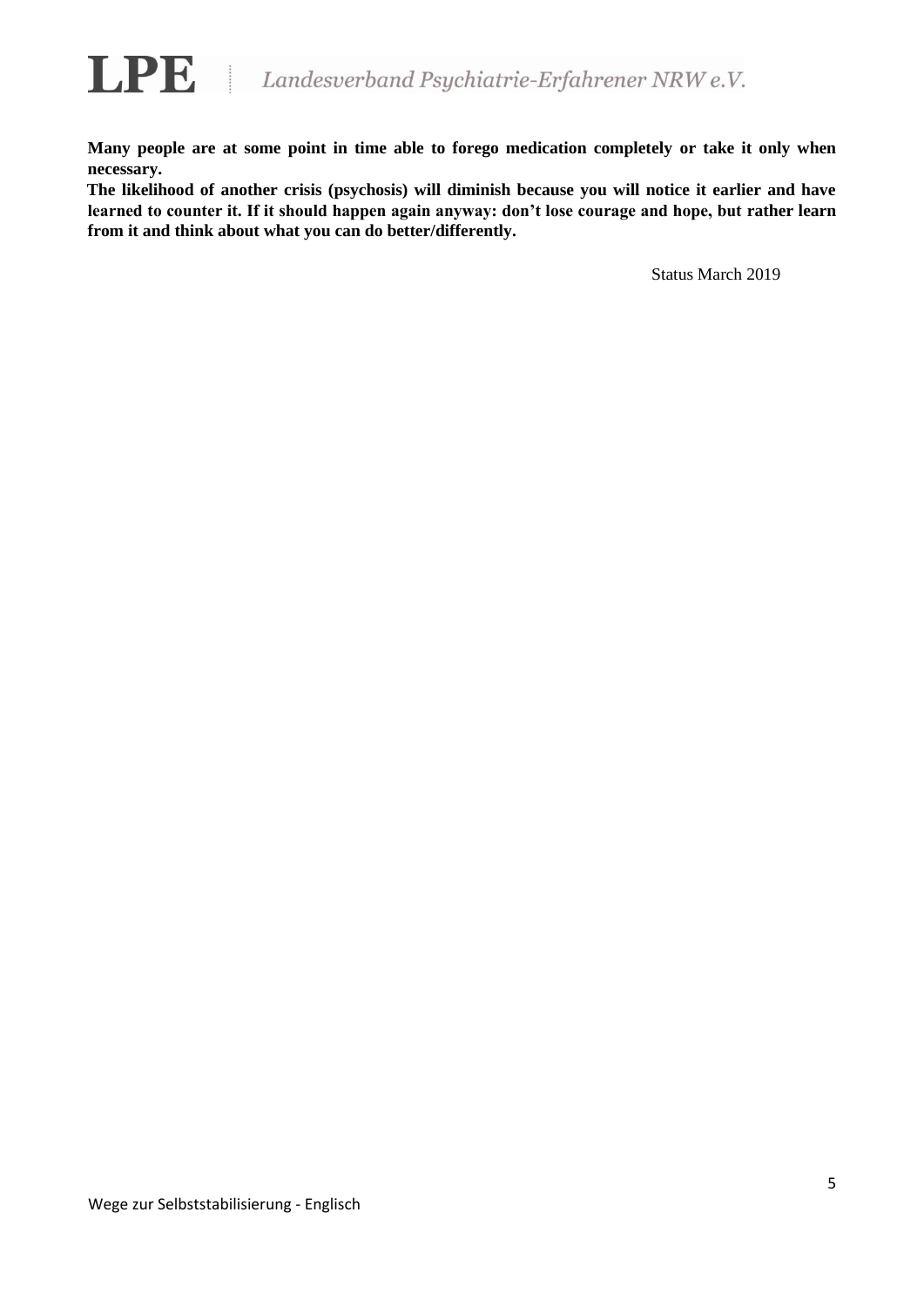**Many people are at some point in time able to forego medication completely or take it only when necessary.**
**The likelihood of another crisis (psychosis) will diminish because you will notice it earlier and have learned to counter it. If it should happen again anyway: don't lose courage and hope, but rather learn from it and think about what you can do better/differently.**

Status March 2019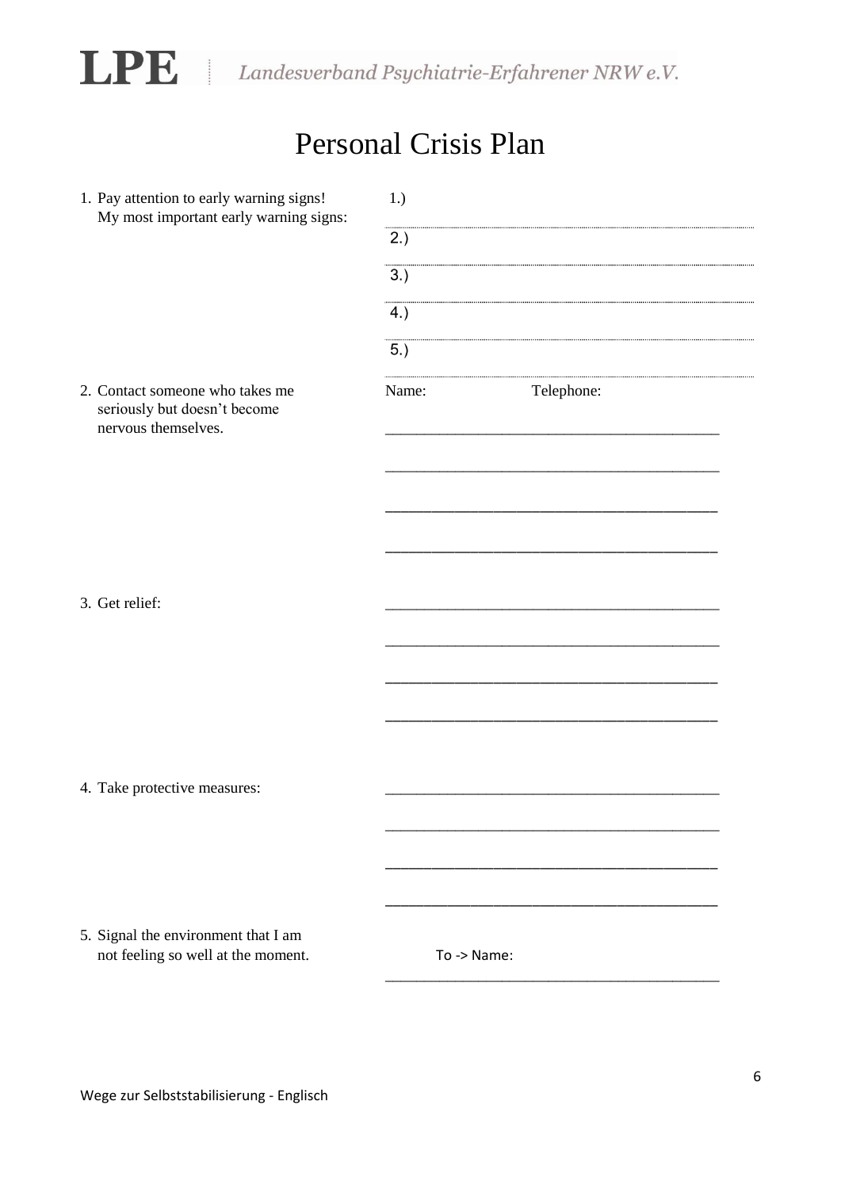**LPE** | *Landesverband Psychiatrie-Erfahrener NRW e.V.*

# Personal Crisis Plan

1. Pay attention to early warning signs!
   My most important early warning signs:

   1.) ______________________________
   2.) ______________________________
   3.) ______________________________
   4.) ______________________________
   5.) ______________________________

2. Contact someone who takes me seriously but doesn't become nervous themselves.

   Name: Telephone:

   ______________________________
   ______________________________
   ______________________________
   ______________________________

3. Get relief:

   ______________________________
   ______________________________
   ______________________________
   ______________________________

4. Take protective measures:

   ______________________________
   ______________________________
   ______________________________
   ______________________________

5. Signal the environment that I am not feeling so well at the moment.

   To -> Name:
   ______________________________

Wege zur Selbststabilisierung - Englisch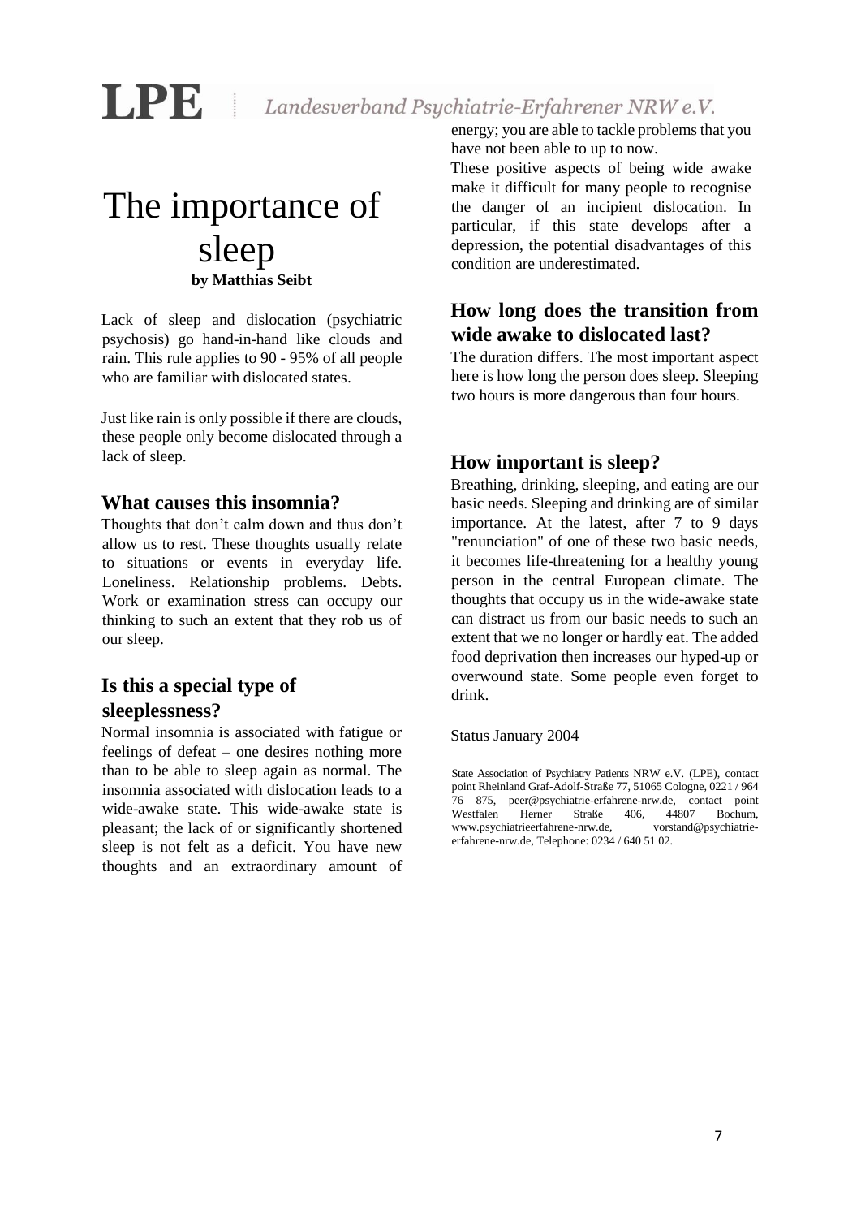# The importance of sleep

**by Matthias Seibt**

Lack of sleep and dislocation (psychiatric psychosis) go hand-in-hand like clouds and rain. This rule applies to 90 - 95% of all people who are familiar with dislocated states.

Just like rain is only possible if there are clouds, these people only become dislocated through a lack of sleep.

## What causes this insomnia?

Thoughts that don't calm down and thus don't allow us to rest. These thoughts usually relate to situations or events in everyday life. Loneliness. Relationship problems. Debts. Work or examination stress can occupy our thinking to such an extent that they rob us of our sleep.

## Is this a special type of sleeplessness?

Normal insomnia is associated with fatigue or feelings of defeat – one desires nothing more than to be able to sleep again as normal. The insomnia associated with dislocation leads to a wide-awake state. This wide-awake state is pleasant; the lack of or significantly shortened sleep is not felt as a deficit. You have new thoughts and an extraordinary amount of energy; you are able to tackle problems that you have not been able to up to now.

These positive aspects of being wide awake make it difficult for many people to recognise the danger of an incipient dislocation. In particular, if this state develops after a depression, the potential disadvantages of this condition are underestimated.

## How long does the transition from wide awake to dislocated last?

The duration differs. The most important aspect here is how long the person does sleep. Sleeping two hours is more dangerous than four hours.

## How important is sleep?

Breathing, drinking, sleeping, and eating are our basic needs. Sleeping and drinking are of similar importance. At the latest, after 7 to 9 days "renunciation" of one of these two basic needs, it becomes life-threatening for a healthy young person in the central European climate. The thoughts that occupy us in the wide-awake state can distract us from our basic needs to such an extent that we no longer or hardly eat. The added food deprivation then increases our hyped-up or overwound state. Some people even forget to drink.

Status January 2004

State Association of Psychiatry Patients NRW e.V. (LPE), contact point Rheinland Graf-Adolf-Straße 77, 51065 Cologne, 0221 / 964 76 875, peer@psychiatrie-erfahrene-nrw.de, contact point Westfalen Herner Straße 406, 44807 Bochum, www.psychiatrieerfahrene-nrw.de, vorstand@psychiatrie-erfahrene-nrw.de, Telephone: 0234 / 640 51 02.